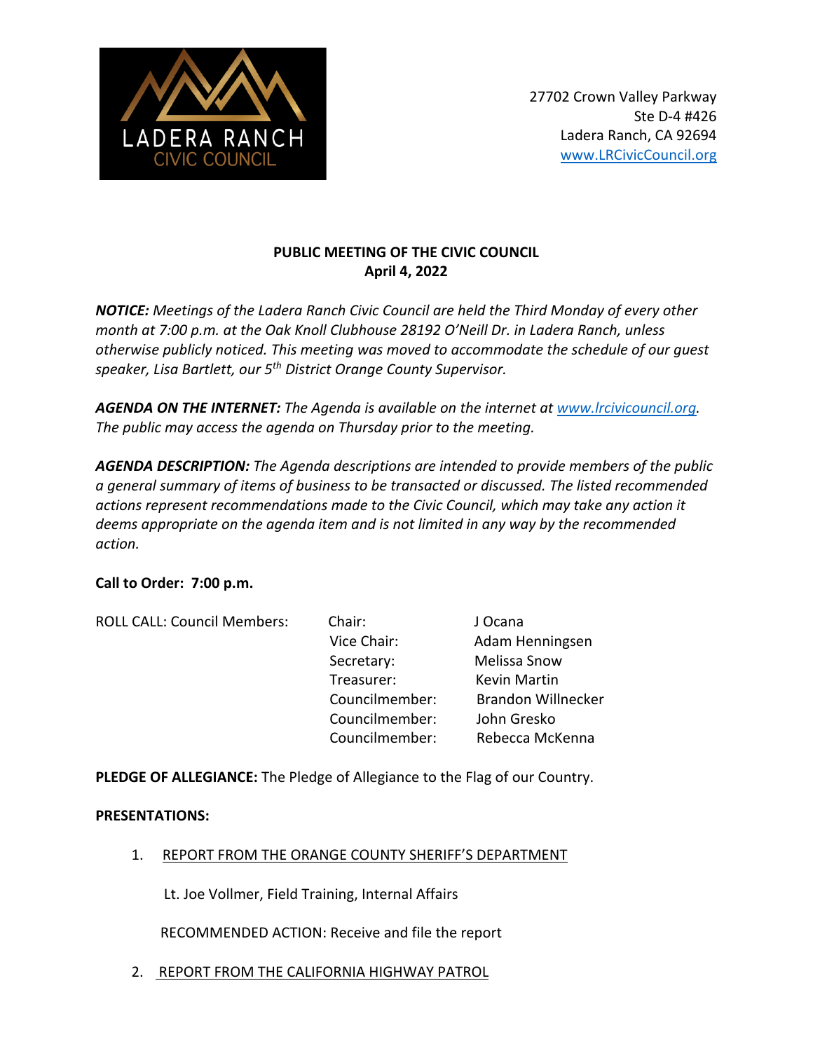LADERA RANCH
CIVIC COUNCIL

27702 Crown Valley Parkway
Ste D-4 #426
Ladera Ranch, CA 92694
www.LRCivicCouncil.org

## PUBLIC MEETING OF THE CIVIC COUNCIL
## April 4, 2022

***NOTICE:*** *Meetings of the Ladera Ranch Civic Council are held the Third Monday of every other month at 7:00 p.m. at the Oak Knoll Clubhouse 28192 O'Neill Dr. in Ladera Ranch, unless otherwise publicly noticed. This meeting was moved to accommodate the schedule of our guest speaker, Lisa Bartlett, our 5th District Orange County Supervisor.*

***AGENDA ON THE INTERNET:*** *The Agenda is available on the internet at www.lrcivicouncil.org. The public may access the agenda on Thursday prior to the meeting.*

***AGENDA DESCRIPTION:*** *The Agenda descriptions are intended to provide members of the public a general summary of items of business to be transacted or discussed. The listed recommended actions represent recommendations made to the Civic Council, which may take any action it deems appropriate on the agenda item and is not limited in any way by the recommended action.*

**Call to Order: 7:00 p.m.**

| ROLL CALL: Council Members: | Chair: | J Ocana |
|---|---|---|
| | Vice Chair: | Adam Henningsen |
| | Secretary: | Melissa Snow |
| | Treasurer: | Kevin Martin |
| | Councilmember: | Brandon Willnecker |
| | Councilmember: | John Gresko |
| | Councilmember: | Rebecca McKenna |

**PLEDGE OF ALLEGIANCE:** The Pledge of Allegiance to the Flag of our Country.

**PRESENTATIONS:**

1. REPORT FROM THE ORANGE COUNTY SHERIFF'S DEPARTMENT

   Lt. Joe Vollmer, Field Training, Internal Affairs

   RECOMMENDED ACTION: Receive and file the report

2. REPORT FROM THE CALIFORNIA HIGHWAY PATROL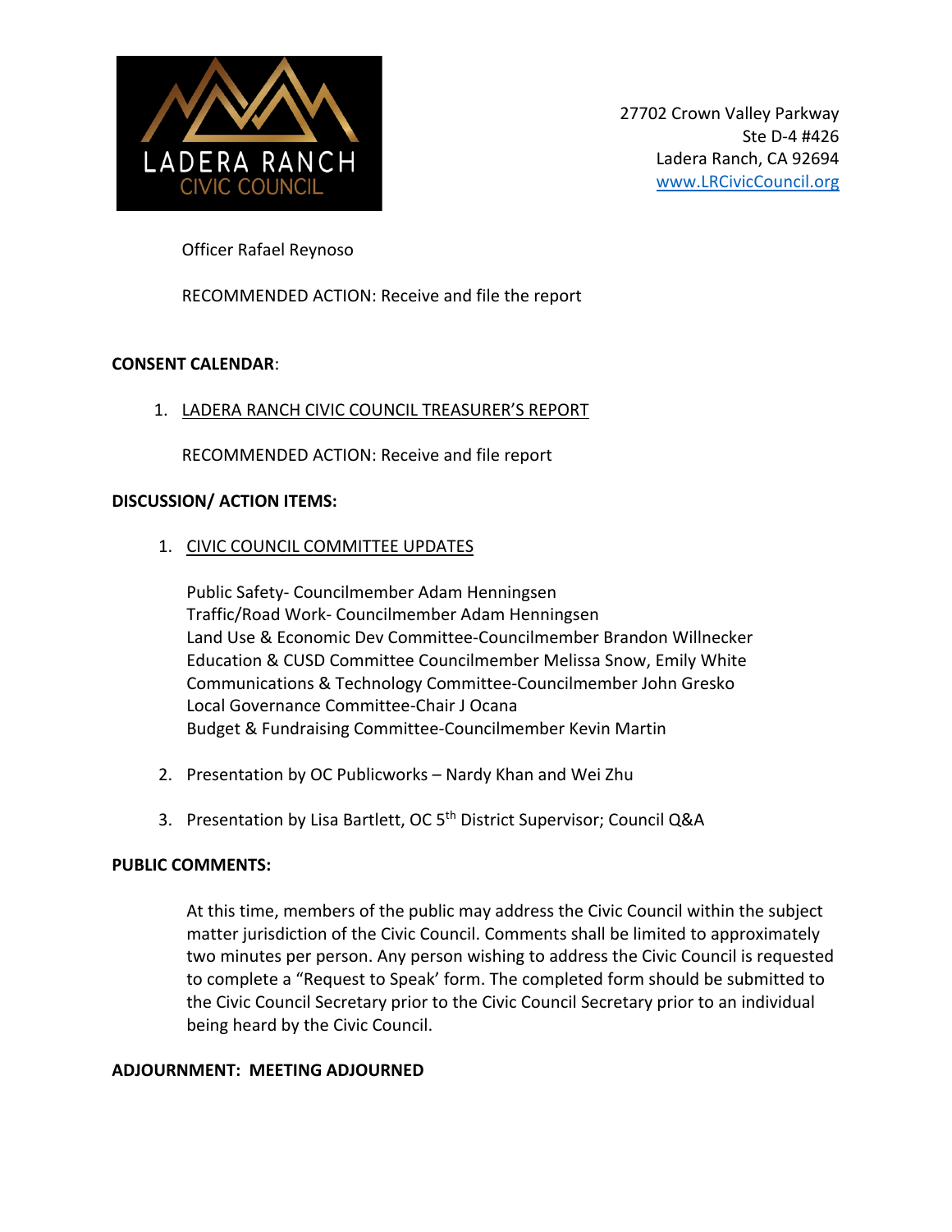27702 Crown Valley Parkway
Ste D-4 #426
Ladera Ranch, CA 92694
www.LRCivicCouncil.org

Officer Rafael Reynoso

RECOMMENDED ACTION: Receive and file the report

**CONSENT CALENDAR**:

1. LADERA RANCH CIVIC COUNCIL TREASURER'S REPORT

   RECOMMENDED ACTION: Receive and file report

**DISCUSSION/ ACTION ITEMS:**

1. CIVIC COUNCIL COMMITTEE UPDATES

   Public Safety- Councilmember Adam Henningsen
   Traffic/Road Work- Councilmember Adam Henningsen
   Land Use & Economic Dev Committee-Councilmember Brandon Willnecker
   Education & CUSD Committee Councilmember Melissa Snow, Emily White
   Communications & Technology Committee-Councilmember John Gresko
   Local Governance Committee-Chair J Ocana
   Budget & Fundraising Committee-Councilmember Kevin Martin

2. Presentation by OC Publicworks – Nardy Khan and Wei Zhu

3. Presentation by Lisa Bartlett, OC 5th District Supervisor; Council Q&A

**PUBLIC COMMENTS:**

At this time, members of the public may address the Civic Council within the subject matter jurisdiction of the Civic Council. Comments shall be limited to approximately two minutes per person. Any person wishing to address the Civic Council is requested to complete a "Request to Speak' form. The completed form should be submitted to the Civic Council Secretary prior to the Civic Council Secretary prior to an individual being heard by the Civic Council.

**ADJOURNMENT: MEETING ADJOURNED**